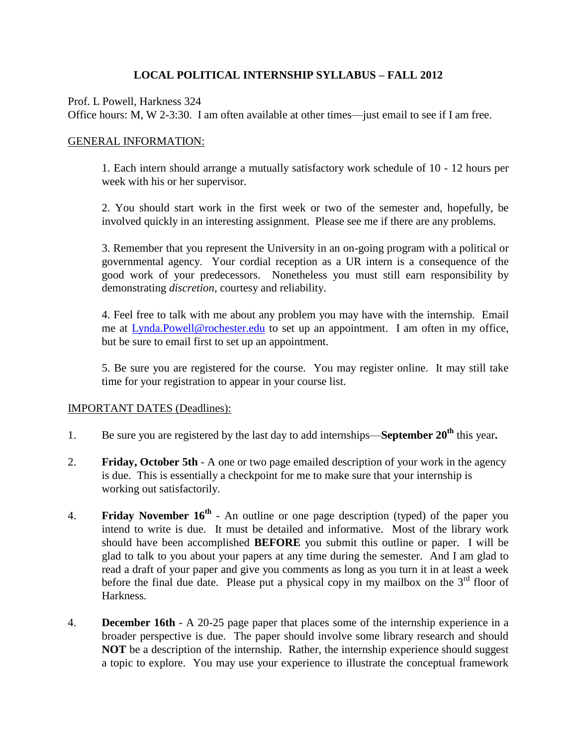# LOCAL POLITICAL INTERNSHIP SYLLABUS – FALL 2012

Prof. L Powell, Harkness 324
Office hours: M, W 2-3:30. I am often available at other times—just email to see if I am free.

## GENERAL INFORMATION:

1. Each intern should arrange a mutually satisfactory work schedule of 10 - 12 hours per week with his or her supervisor.

2. You should start work in the first week or two of the semester and, hopefully, be involved quickly in an interesting assignment. Please see me if there are any problems.

3. Remember that you represent the University in an on-going program with a political or governmental agency. Your cordial reception as a UR intern is a consequence of the good work of your predecessors. Nonetheless you must still earn responsibility by demonstrating *discretion*, courtesy and reliability.

4. Feel free to talk with me about any problem you may have with the internship. Email me at [Lynda.Powell@rochester.edu](mailto:Lynda.Powell@rochester.edu) to set up an appointment. I am often in my office, but be sure to email first to set up an appointment.

5. Be sure you are registered for the course. You may register online. It may still take time for your registration to appear in your course list.

## IMPORTANT DATES (Deadlines):

1. Be sure you are registered by the last day to add internships—**September 20th** this year**.**

2. **Friday, October 5th** - A one or two page emailed description of your work in the agency is due. This is essentially a checkpoint for me to make sure that your internship is working out satisfactorily.

4. **Friday November 16th** - An outline or one page description (typed) of the paper you intend to write is due. It must be detailed and informative. Most of the library work should have been accomplished **BEFORE** you submit this outline or paper. I will be glad to talk to you about your papers at any time during the semester. And I am glad to read a draft of your paper and give you comments as long as you turn it in at least a week before the final due date. Please put a physical copy in my mailbox on the 3rd floor of Harkness.

4. **December 16th** - A 20-25 page paper that places some of the internship experience in a broader perspective is due. The paper should involve some library research and should **NOT** be a description of the internship. Rather, the internship experience should suggest a topic to explore. You may use your experience to illustrate the conceptual framework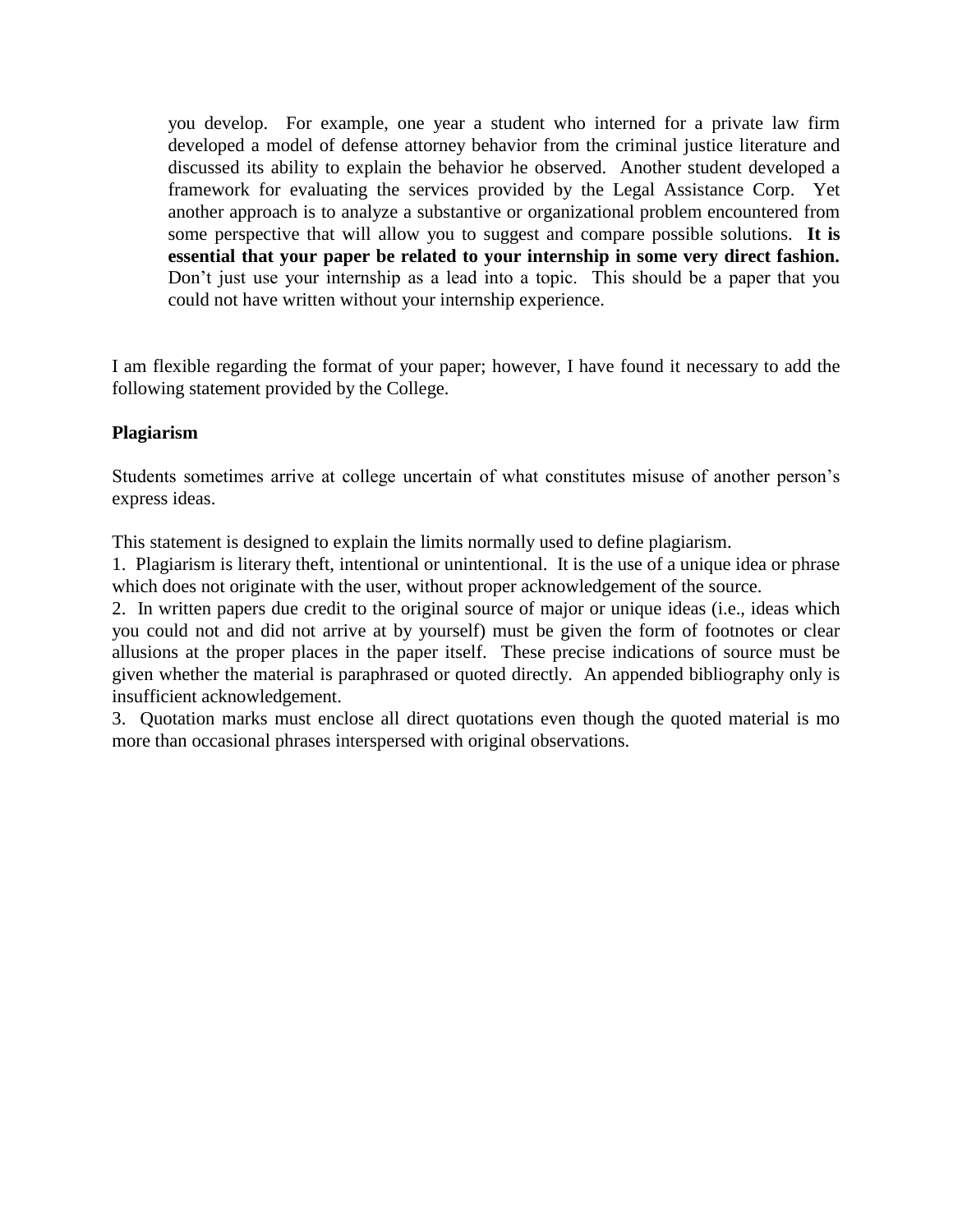you develop. For example, one year a student who interned for a private law firm developed a model of defense attorney behavior from the criminal justice literature and discussed its ability to explain the behavior he observed. Another student developed a framework for evaluating the services provided by the Legal Assistance Corp. Yet another approach is to analyze a substantive or organizational problem encountered from some perspective that will allow you to suggest and compare possible solutions. **It is essential that your paper be related to your internship in some very direct fashion.** Don't just use your internship as a lead into a topic. This should be a paper that you could not have written without your internship experience.

I am flexible regarding the format of your paper; however, I have found it necessary to add the following statement provided by the College.

**Plagiarism**

Students sometimes arrive at college uncertain of what constitutes misuse of another person's express ideas.

This statement is designed to explain the limits normally used to define plagiarism.

1. Plagiarism is literary theft, intentional or unintentional. It is the use of a unique idea or phrase which does not originate with the user, without proper acknowledgement of the source.
2. In written papers due credit to the original source of major or unique ideas (i.e., ideas which you could not and did not arrive at by yourself) must be given the form of footnotes or clear allusions at the proper places in the paper itself. These precise indications of source must be given whether the material is paraphrased or quoted directly. An appended bibliography only is insufficient acknowledgement.
3. Quotation marks must enclose all direct quotations even though the quoted material is mo more than occasional phrases interspersed with original observations.